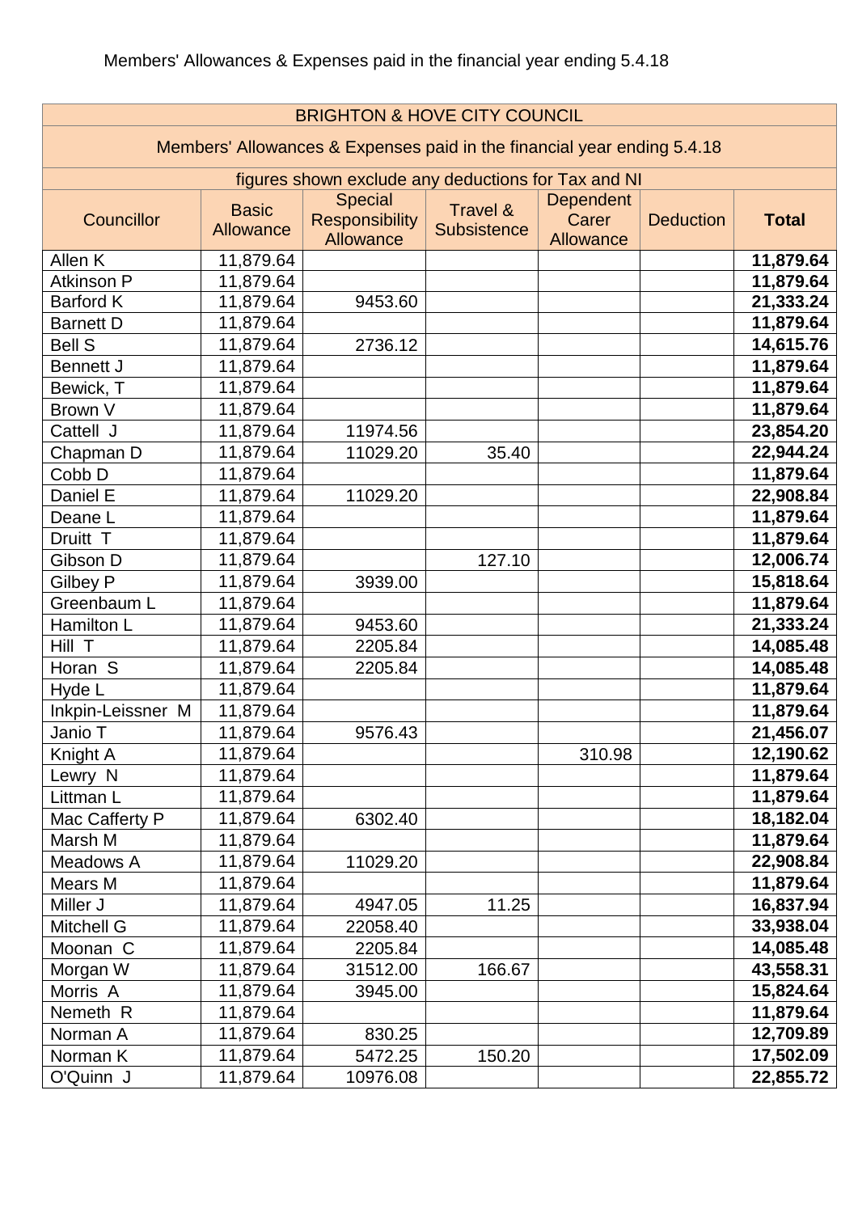Members' Allowances & Expenses paid in the financial year ending 5.4.18

| BRIGHTON & HOVE CITY COUNCIL | | | | | | |
|---|---|---|---|---|---|---|
| Members' Allowances & Expenses paid in the financial year ending 5.4.18 | | | | | | |
| figures shown exclude any deductions for Tax and NI | | | | | | |
| Councillor | Basic Allowance | Special Responsibility Allowance | Travel & Subsistence | Dependent Carer Allowance | Deduction | **Total** |
| Allen K | 11,879.64 | | | | | **11,879.64** |
| Atkinson P | 11,879.64 | | | | | **11,879.64** |
| Barford K | 11,879.64 | 9453.60 | | | | **21,333.24** |
| Barnett D | 11,879.64 | | | | | **11,879.64** |
| Bell S | 11,879.64 | 2736.12 | | | | **14,615.76** |
| Bennett J | 11,879.64 | | | | | **11,879.64** |
| Bewick, T | 11,879.64 | | | | | **11,879.64** |
| Brown V | 11,879.64 | | | | | **11,879.64** |
| Cattell J | 11,879.64 | 11974.56 | | | | **23,854.20** |
| Chapman D | 11,879.64 | 11029.20 | 35.40 | | | **22,944.24** |
| Cobb D | 11,879.64 | | | | | **11,879.64** |
| Daniel E | 11,879.64 | 11029.20 | | | | **22,908.84** |
| Deane L | 11,879.64 | | | | | **11,879.64** |
| Druitt T | 11,879.64 | | | | | **11,879.64** |
| Gibson D | 11,879.64 | | 127.10 | | | **12,006.74** |
| Gilbey P | 11,879.64 | 3939.00 | | | | **15,818.64** |
| Greenbaum L | 11,879.64 | | | | | **11,879.64** |
| Hamilton L | 11,879.64 | 9453.60 | | | | **21,333.24** |
| Hill T | 11,879.64 | 2205.84 | | | | **14,085.48** |
| Horan S | 11,879.64 | 2205.84 | | | | **14,085.48** |
| Hyde L | 11,879.64 | | | | | **11,879.64** |
| Inkpin-Leissner M | 11,879.64 | | | | | **11,879.64** |
| Janio T | 11,879.64 | 9576.43 | | | | **21,456.07** |
| Knight A | 11,879.64 | | | 310.98 | | **12,190.62** |
| Lewry N | 11,879.64 | | | | | **11,879.64** |
| Littman L | 11,879.64 | | | | | **11,879.64** |
| Mac Cafferty P | 11,879.64 | 6302.40 | | | | **18,182.04** |
| Marsh M | 11,879.64 | | | | | **11,879.64** |
| Meadows A | 11,879.64 | 11029.20 | | | | **22,908.84** |
| Mears M | 11,879.64 | | | | | **11,879.64** |
| Miller J | 11,879.64 | 4947.05 | 11.25 | | | **16,837.94** |
| Mitchell G | 11,879.64 | 22058.40 | | | | **33,938.04** |
| Moonan C | 11,879.64 | 2205.84 | | | | **14,085.48** |
| Morgan W | 11,879.64 | 31512.00 | 166.67 | | | **43,558.31** |
| Morris A | 11,879.64 | 3945.00 | | | | **15,824.64** |
| Nemeth R | 11,879.64 | | | | | **11,879.64** |
| Norman A | 11,879.64 | 830.25 | | | | **12,709.89** |
| Norman K | 11,879.64 | 5472.25 | 150.20 | | | **17,502.09** |
| O'Quinn J | 11,879.64 | 10976.08 | | | | **22,855.72** |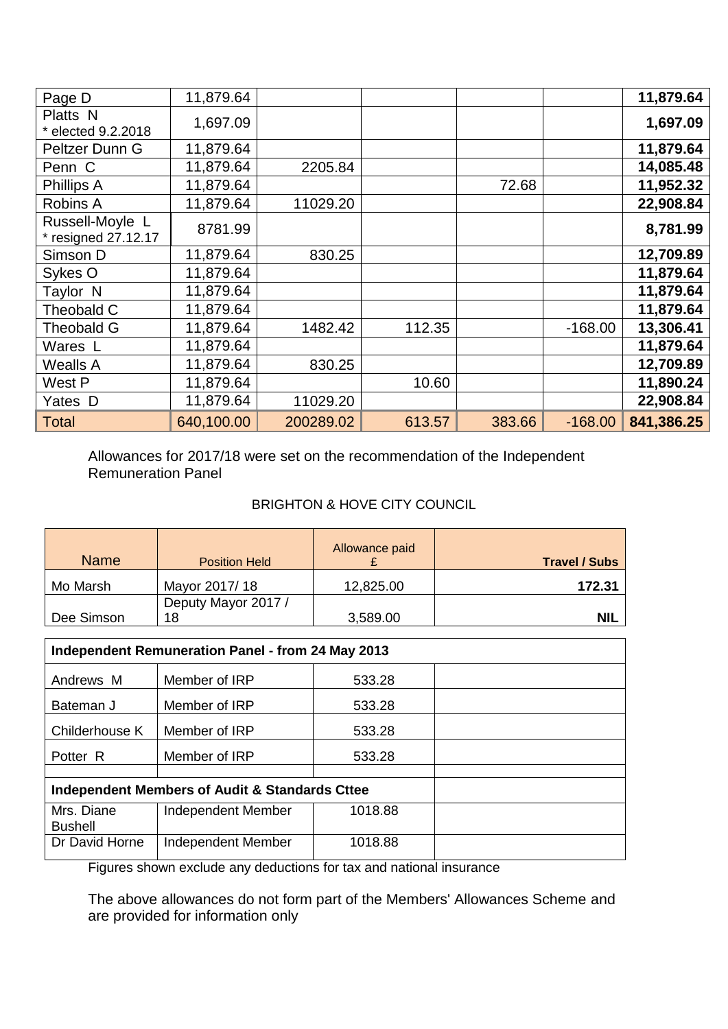| | | | | | | |
|---|---|---|---|---|---|---|
| Page D | 11,879.64 | | | | | **11,879.64** |
| Platts N * elected 9.2.2018 | 1,697.09 | | | | | **1,697.09** |
| Peltzer Dunn G | 11,879.64 | | | | | **11,879.64** |
| Penn C | 11,879.64 | 2205.84 | | | | **14,085.48** |
| Phillips A | 11,879.64 | | | 72.68 | | **11,952.32** |
| Robins A | 11,879.64 | 11029.20 | | | | **22,908.84** |
| Russell-Moyle L * resigned 27.12.17 | 8781.99 | | | | | **8,781.99** |
| Simson D | 11,879.64 | 830.25 | | | | **12,709.89** |
| Sykes O | 11,879.64 | | | | | **11,879.64** |
| Taylor N | 11,879.64 | | | | | **11,879.64** |
| Theobald C | 11,879.64 | | | | | **11,879.64** |
| Theobald G | 11,879.64 | 1482.42 | 112.35 | | -168.00 | **13,306.41** |
| Wares L | 11,879.64 | | | | | **11,879.64** |
| Wealls A | 11,879.64 | 830.25 | | | | **12,709.89** |
| West P | 11,879.64 | | 10.60 | | | **11,890.24** |
| Yates D | 11,879.64 | 11029.20 | | | | **22,908.84** |
| Total | 640,100.00 | 200289.02 | 613.57 | 383.66 | -168.00 | **841,386.25** |

Allowances for 2017/18 were set on the recommendation of the Independent Remuneration Panel

BRIGHTON & HOVE CITY COUNCIL

| Name | Position Held | Allowance paid £ | **Travel / Subs** |
|---|---|---|---|
| Mo Marsh | Mayor 2017/ 18 | 12,825.00 | **172.31** |
| Dee Simson | Deputy Mayor 2017 / 18 | 3,589.00 | **NIL** |
| **Independent Remuneration Panel - from 24 May 2013** | | | |
| Andrews M | Member of IRP | 533.28 | |
| Bateman J | Member of IRP | 533.28 | |
| Childerhouse K | Member of IRP | 533.28 | |
| Potter R | Member of IRP | 533.28 | |
| | | | |
| **Independent Members of Audit & Standards Cttee** | | | |
| Mrs. Diane Bushell | Independent Member | 1018.88 | |
| Dr David Horne | Independent Member | 1018.88 | |

Figures shown exclude any deductions for tax and national insurance

The above allowances do not form part of the Members' Allowances Scheme and are provided for information only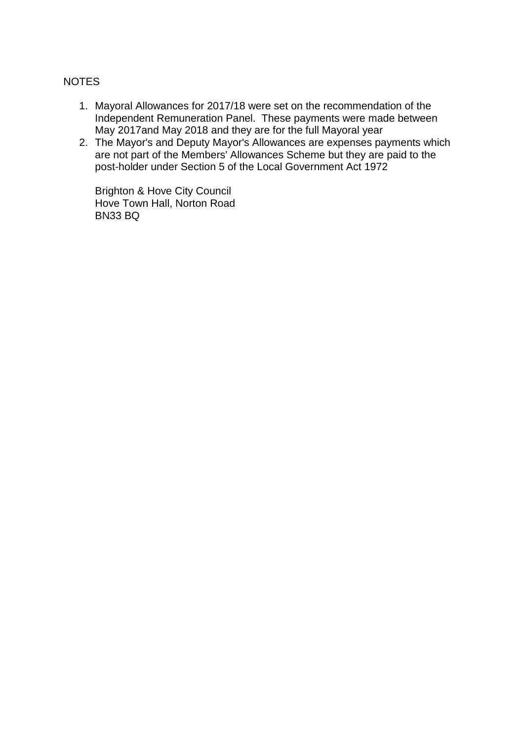NOTES

1. Mayoral Allowances for 2017/18 were set on the recommendation of the Independent Remuneration Panel. These payments were made between May 2017and May 2018 and they are for the full Mayoral year
2. The Mayor's and Deputy Mayor's Allowances are expenses payments which are not part of the Members' Allowances Scheme but they are paid to the post-holder under Section 5 of the Local Government Act 1972

   Brighton & Hove City Council
   Hove Town Hall, Norton Road
   BN33 BQ